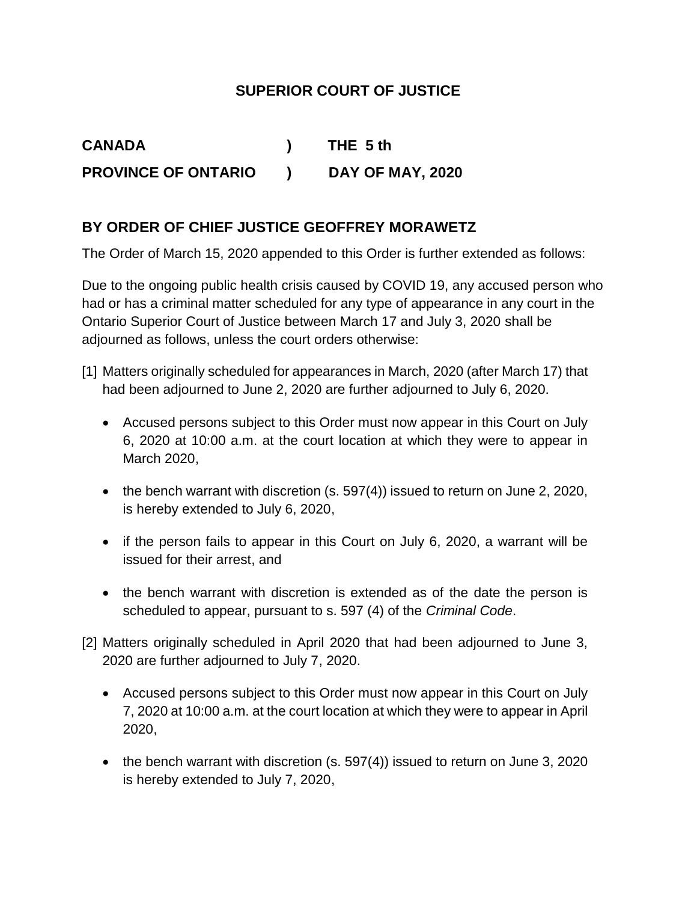## SUPERIOR COURT OF JUSTICE

| | | |
|---|---|---|
| **CANADA** | **)** | **THE 5 th** |
| **PROVINCE OF ONTARIO** | **)** | **DAY OF MAY, 2020** |

## BY ORDER OF CHIEF JUSTICE GEOFFREY MORAWETZ

The Order of March 15, 2020 appended to this Order is further extended as follows:

Due to the ongoing public health crisis caused by COVID 19, any accused person who had or has a criminal matter scheduled for any type of appearance in any court in the Ontario Superior Court of Justice between March 17 and July 3, 2020 shall be adjourned as follows, unless the court orders otherwise:

[1] Matters originally scheduled for appearances in March, 2020 (after March 17) that had been adjourned to June 2, 2020 are further adjourned to July 6, 2020.

- Accused persons subject to this Order must now appear in this Court on July 6, 2020 at 10:00 a.m. at the court location at which they were to appear in March 2020,
- the bench warrant with discretion (s. 597(4)) issued to return on June 2, 2020, is hereby extended to July 6, 2020,
- if the person fails to appear in this Court on July 6, 2020, a warrant will be issued for their arrest, and
- the bench warrant with discretion is extended as of the date the person is scheduled to appear, pursuant to s. 597 (4) of the *Criminal Code*.

[2] Matters originally scheduled in April 2020 that had been adjourned to June 3, 2020 are further adjourned to July 7, 2020.

- Accused persons subject to this Order must now appear in this Court on July 7, 2020 at 10:00 a.m. at the court location at which they were to appear in April 2020,
- the bench warrant with discretion (s. 597(4)) issued to return on June 3, 2020 is hereby extended to July 7, 2020,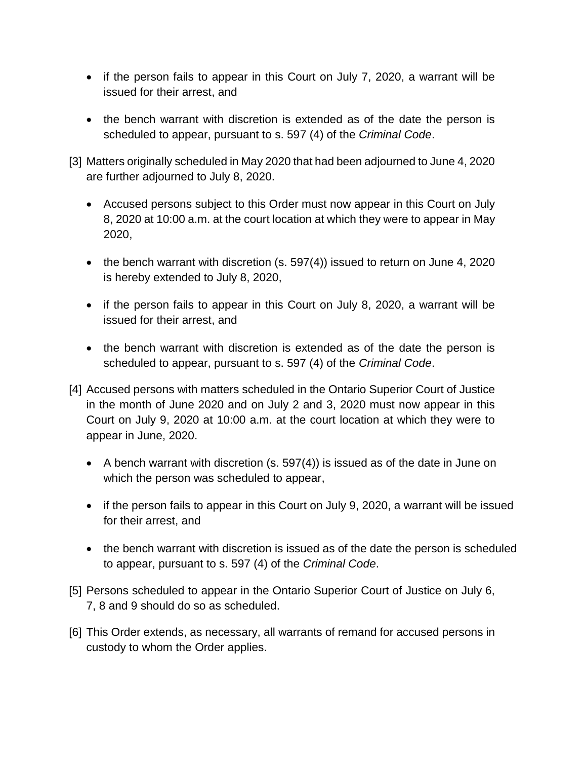- if the person fails to appear in this Court on July 7, 2020, a warrant will be issued for their arrest, and

- the bench warrant with discretion is extended as of the date the person is scheduled to appear, pursuant to s. 597 (4) of the *Criminal Code*.

[3] Matters originally scheduled in May 2020 that had been adjourned to June 4, 2020 are further adjourned to July 8, 2020.

- Accused persons subject to this Order must now appear in this Court on July 8, 2020 at 10:00 a.m. at the court location at which they were to appear in May 2020,

- the bench warrant with discretion (s. 597(4)) issued to return on June 4, 2020 is hereby extended to July 8, 2020,

- if the person fails to appear in this Court on July 8, 2020, a warrant will be issued for their arrest, and

- the bench warrant with discretion is extended as of the date the person is scheduled to appear, pursuant to s. 597 (4) of the *Criminal Code*.

[4] Accused persons with matters scheduled in the Ontario Superior Court of Justice in the month of June 2020 and on July 2 and 3, 2020 must now appear in this Court on July 9, 2020 at 10:00 a.m. at the court location at which they were to appear in June, 2020.

- A bench warrant with discretion (s. 597(4)) is issued as of the date in June on which the person was scheduled to appear,

- if the person fails to appear in this Court on July 9, 2020, a warrant will be issued for their arrest, and

- the bench warrant with discretion is issued as of the date the person is scheduled to appear, pursuant to s. 597 (4) of the *Criminal Code*.

[5] Persons scheduled to appear in the Ontario Superior Court of Justice on July 6, 7, 8 and 9 should do so as scheduled.

[6] This Order extends, as necessary, all warrants of remand for accused persons in custody to whom the Order applies.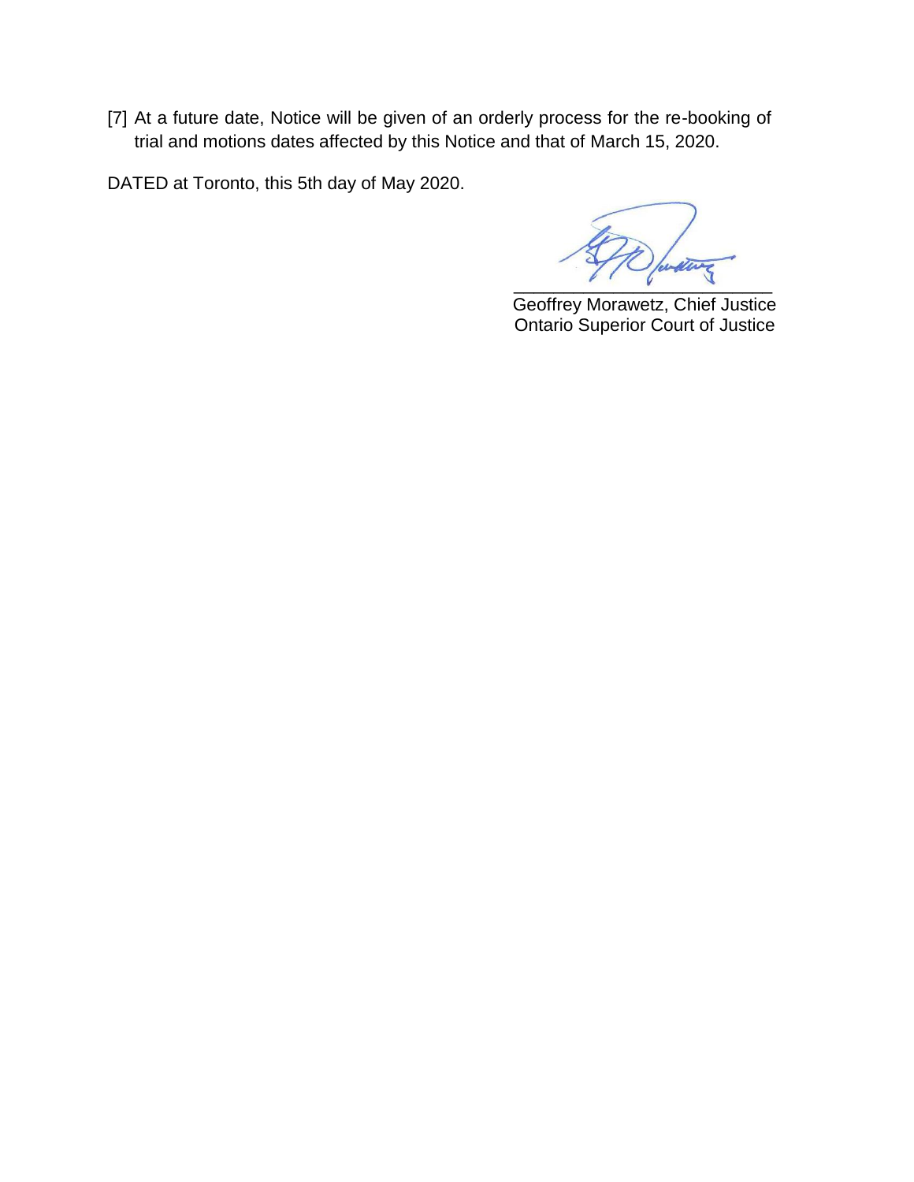[7] At a future date, Notice will be given of an orderly process for the re-booking of trial and motions dates affected by this Notice and that of March 15, 2020.

DATED at Toronto, this 5th day of May 2020.

\_\_\_\_\_\_\_\_\_\_\_\_\_\_\_\_\_\_\_\_\_\_\_\_\_\_\_\_

Geoffrey Morawetz, Chief Justice
Ontario Superior Court of Justice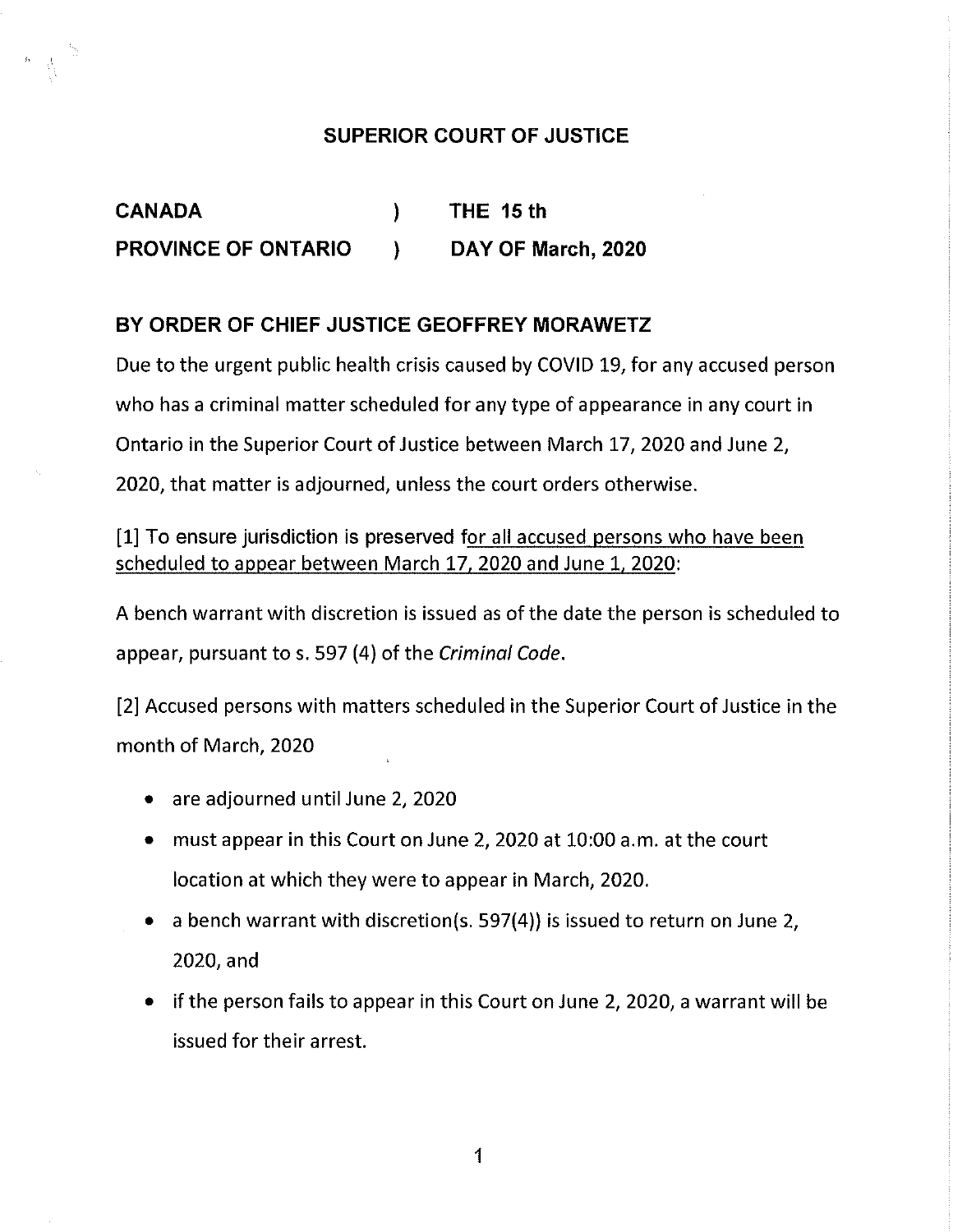## SUPERIOR COURT OF JUSTICE

| | | |
|---|---|---|
| **CANADA** | ) | **THE 15 th** |
| **PROVINCE OF ONTARIO** | ) | **DAY OF March, 2020** |

### BY ORDER OF CHIEF JUSTICE GEOFFREY MORAWETZ

Due to the urgent public health crisis caused by COVID 19, for any accused person who has a criminal matter scheduled for any type of appearance in any court in Ontario in the Superior Court of Justice between March 17, 2020 and June 2, 2020, that matter is adjourned, unless the court orders otherwise.

[1] To ensure jurisdiction is preserved for all accused persons who have been scheduled to appear between March 17, 2020 and June 1, 2020:

A bench warrant with discretion is issued as of the date the person is scheduled to appear, pursuant to s. 597 (4) of the *Criminal Code*.

[2] Accused persons with matters scheduled in the Superior Court of Justice in the month of March, 2020

- are adjourned until June 2, 2020
- must appear in this Court on June 2, 2020 at 10:00 a.m. at the court location at which they were to appear in March, 2020.
- a bench warrant with discretion(s. 597(4)) is issued to return on June 2, 2020, and
- if the person fails to appear in this Court on June 2, 2020, a warrant will be issued for their arrest.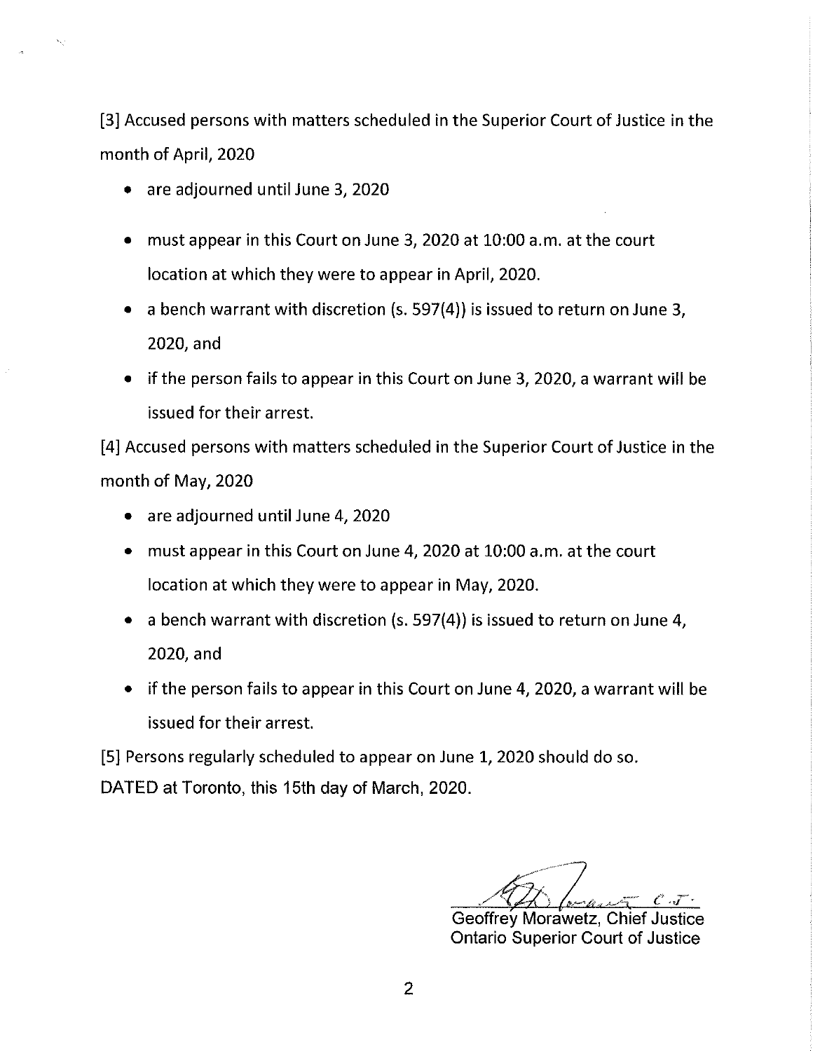[3] Accused persons with matters scheduled in the Superior Court of Justice in the month of April, 2020

- are adjourned until June 3, 2020
- must appear in this Court on June 3, 2020 at 10:00 a.m. at the court location at which they were to appear in April, 2020.
- a bench warrant with discretion (s. 597(4)) is issued to return on June 3, 2020, and
- if the person fails to appear in this Court on June 3, 2020, a warrant will be issued for their arrest.

[4] Accused persons with matters scheduled in the Superior Court of Justice in the month of May, 2020

- are adjourned until June 4, 2020
- must appear in this Court on June 4, 2020 at 10:00 a.m. at the court location at which they were to appear in May, 2020.
- a bench warrant with discretion (s. 597(4)) is issued to return on June 4, 2020, and
- if the person fails to appear in this Court on June 4, 2020, a warrant will be issued for their arrest.

[5] Persons regularly scheduled to appear on June 1, 2020 should do so.

DATED at Toronto, this 15th day of March, 2020.

Geoffrey Morawetz, Chief Justice
Ontario Superior Court of Justice